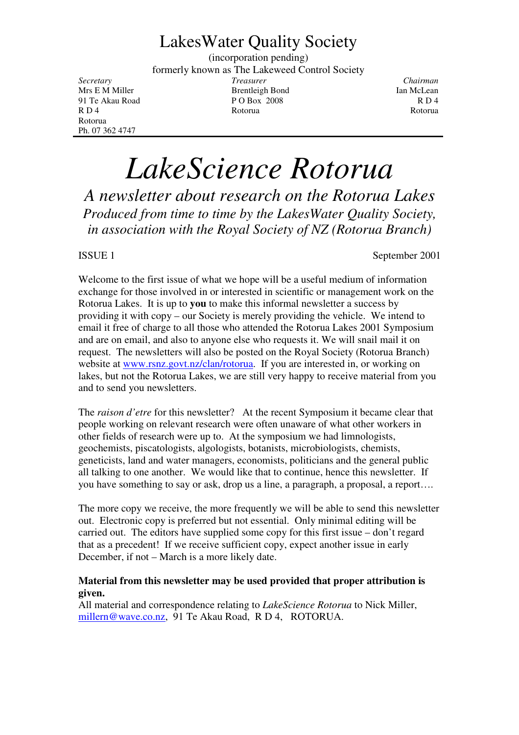# LakesWater Quality Society

(incorporation pending)

formerly known as The Lakeweed Control Society

| *Secretary* | *Treasurer* | *Chairman* |
|---|---|---|
| Mrs E M Miller | Brentleigh Bond | Ian McLean |
| 91 Te Akau Road | P O Box 2008 | R D 4 |
| R D 4 | Rotorua | Rotorua |
| Rotorua | | |
| Ph. 07 362 4747 | | |

# *LakeScience Rotorua*

## *A newsletter about research on the Rotorua Lakes*

*Produced from time to time by the LakesWater Quality Society, in association with the Royal Society of NZ (Rotorua Branch)*

ISSUE 1 September 2001

Welcome to the first issue of what we hope will be a useful medium of information exchange for those involved in or interested in scientific or management work on the Rotorua Lakes. It is up to **you** to make this informal newsletter a success by providing it with copy – our Society is merely providing the vehicle. We intend to email it free of charge to all those who attended the Rotorua Lakes 2001 Symposium and are on email, and also to anyone else who requests it. We will snail mail it on request. The newsletters will also be posted on the Royal Society (Rotorua Branch) website at www.rsnz.govt.nz/clan/rotorua. If you are interested in, or working on lakes, but not the Rotorua Lakes, we are still very happy to receive material from you and to send you newsletters.

The *raison d'etre* for this newsletter? At the recent Symposium it became clear that people working on relevant research were often unaware of what other workers in other fields of research were up to. At the symposium we had limnologists, geochemists, piscatologists, algologists, botanists, microbiologists, chemists, geneticists, land and water managers, economists, politicians and the general public all talking to one another. We would like that to continue, hence this newsletter. If you have something to say or ask, drop us a line, a paragraph, a proposal, a report….

The more copy we receive, the more frequently we will be able to send this newsletter out. Electronic copy is preferred but not essential. Only minimal editing will be carried out. The editors have supplied some copy for this first issue – don't regard that as a precedent! If we receive sufficient copy, expect another issue in early December, if not – March is a more likely date.

**Material from this newsletter may be used provided that proper attribution is given.**

All material and correspondence relating to *LakeScience Rotorua* to Nick Miller, millern@wave.co.nz, 91 Te Akau Road, R D 4, ROTORUA.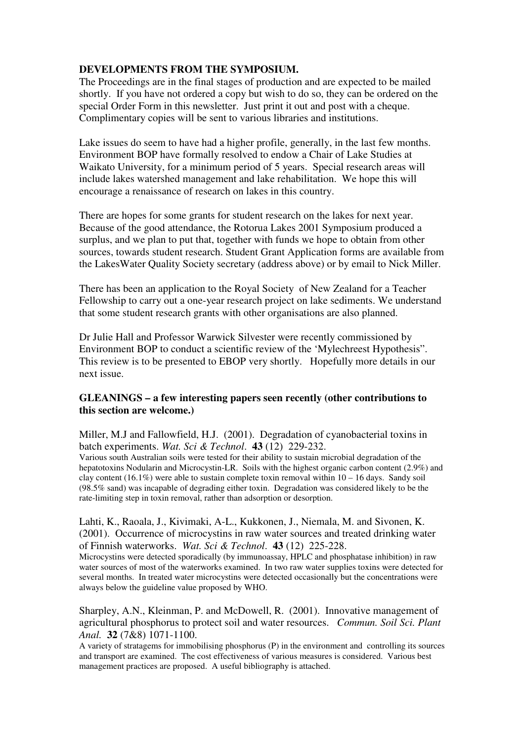## DEVELOPMENTS FROM THE SYMPOSIUM.

The Proceedings are in the final stages of production and are expected to be mailed shortly. If you have not ordered a copy but wish to do so, they can be ordered on the special Order Form in this newsletter. Just print it out and post with a cheque. Complimentary copies will be sent to various libraries and institutions.

Lake issues do seem to have had a higher profile, generally, in the last few months. Environment BOP have formally resolved to endow a Chair of Lake Studies at Waikato University, for a minimum period of 5 years. Special research areas will include lakes watershed management and lake rehabilitation. We hope this will encourage a renaissance of research on lakes in this country.

There are hopes for some grants for student research on the lakes for next year. Because of the good attendance, the Rotorua Lakes 2001 Symposium produced a surplus, and we plan to put that, together with funds we hope to obtain from other sources, towards student research. Student Grant Application forms are available from the LakesWater Quality Society secretary (address above) or by email to Nick Miller.

There has been an application to the Royal Society of New Zealand for a Teacher Fellowship to carry out a one-year research project on lake sediments. We understand that some student research grants with other organisations are also planned.

Dr Julie Hall and Professor Warwick Silvester were recently commissioned by Environment BOP to conduct a scientific review of the 'Mylechreest Hypothesis". This review is to be presented to EBOP very shortly. Hopefully more details in our next issue.

## GLEANINGS – a few interesting papers seen recently (other contributions to this section are welcome.)

Miller, M.J and Fallowfield, H.J. (2001). Degradation of cyanobacterial toxins in batch experiments. *Wat. Sci & Technol*. **43** (12) 229-232.

Various south Australian soils were tested for their ability to sustain microbial degradation of the hepatotoxins Nodularin and Microcystin-LR. Soils with the highest organic carbon content (2.9%) and clay content (16.1%) were able to sustain complete toxin removal within 10 – 16 days. Sandy soil (98.5% sand) was incapable of degrading either toxin. Degradation was considered likely to be the rate-limiting step in toxin removal, rather than adsorption or desorption.

Lahti, K., Raoala, J., Kivimaki, A-L., Kukkonen, J., Niemala, M. and Sivonen, K. (2001). Occurrence of microcystins in raw water sources and treated drinking water of Finnish waterworks. *Wat. Sci & Technol*. **43** (12) 225-228.

Microcystins were detected sporadically (by immunoassay, HPLC and phosphatase inhibition) in raw water sources of most of the waterworks examined. In two raw water supplies toxins were detected for several months. In treated water microcystins were detected occasionally but the concentrations were always below the guideline value proposed by WHO.

Sharpley, A.N., Kleinman, P. and McDowell, R. (2001). Innovative management of agricultural phosphorus to protect soil and water resources. *Commun. Soil Sci. Plant Anal.* **32** (7&8) 1071-1100.

A variety of stratagems for immobilising phosphorus (P) in the environment and controlling its sources and transport are examined. The cost effectiveness of various measures is considered. Various best management practices are proposed. A useful bibliography is attached.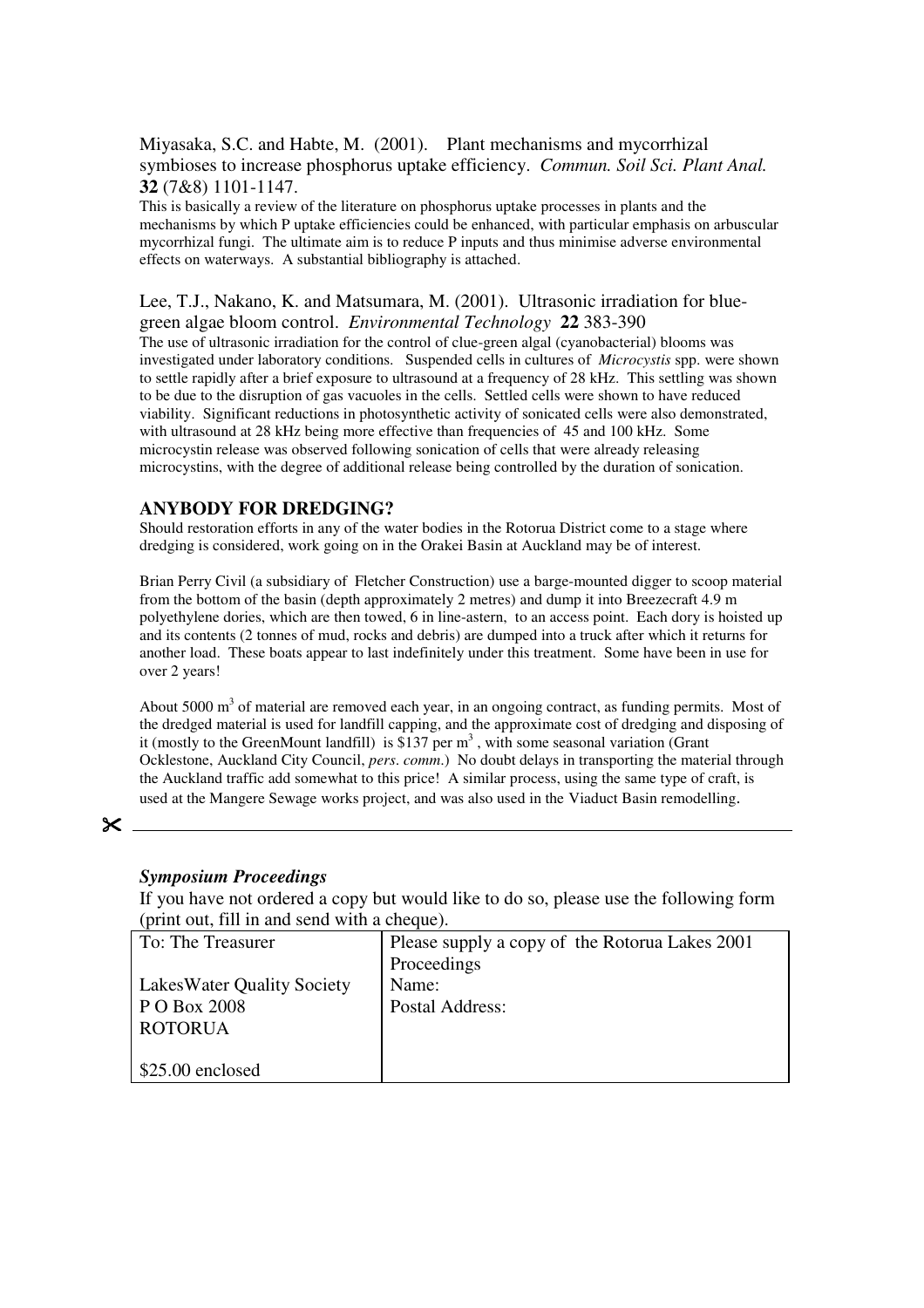Miyasaka, S.C. and Habte, M. (2001). Plant mechanisms and mycorrhizal symbioses to increase phosphorus uptake efficiency. *Commun. Soil Sci. Plant Anal.* **32** (7&8) 1101-1147.

This is basically a review of the literature on phosphorus uptake processes in plants and the mechanisms by which P uptake efficiencies could be enhanced, with particular emphasis on arbuscular mycorrhizal fungi. The ultimate aim is to reduce P inputs and thus minimise adverse environmental effects on waterways. A substantial bibliography is attached.

Lee, T.J., Nakano, K. and Matsumara, M. (2001). Ultrasonic irradiation for blue-green algae bloom control. *Environmental Technology* **22** 383-390

The use of ultrasonic irradiation for the control of clue-green algal (cyanobacterial) blooms was investigated under laboratory conditions. Suspended cells in cultures of *Microcystis* spp. were shown to settle rapidly after a brief exposure to ultrasound at a frequency of 28 kHz. This settling was shown to be due to the disruption of gas vacuoles in the cells. Settled cells were shown to have reduced viability. Significant reductions in photosynthetic activity of sonicated cells were also demonstrated, with ultrasound at 28 kHz being more effective than frequencies of 45 and 100 kHz. Some microcystin release was observed following sonication of cells that were already releasing microcystins, with the degree of additional release being controlled by the duration of sonication.

## ANYBODY FOR DREDGING?

Should restoration efforts in any of the water bodies in the Rotorua District come to a stage where dredging is considered, work going on in the Orakei Basin at Auckland may be of interest.

Brian Perry Civil (a subsidiary of Fletcher Construction) use a barge-mounted digger to scoop material from the bottom of the basin (depth approximately 2 metres) and dump it into Breezecraft 4.9 m polyethylene dories, which are then towed, 6 in line-astern, to an access point. Each dory is hoisted up and its contents (2 tonnes of mud, rocks and debris) are dumped into a truck after which it returns for another load. These boats appear to last indefinitely under this treatment. Some have been in use for over 2 years!

About 5000 $m^3$ of material are removed each year, in an ongoing contract, as funding permits. Most of the dredged material is used for landfill capping, and the approximate cost of dredging and disposing of it (mostly to the GreenMount landfill) is \$137 per $m^3$, with some seasonal variation (Grant Ocklestone, Auckland City Council, *pers. comm.*) No doubt delays in transporting the material through the Auckland traffic add somewhat to this price! A similar process, using the same type of craft, is used at the Mangere Sewage works project, and was also used in the Viaduct Basin remodelling.

---

### *Symposium Proceedings*

If you have not ordered a copy but would like to do so, please use the following form (print out, fill in and send with a cheque).

| To: The Treasurer<br><br>LakesWater Quality Society<br>P O Box 2008<br>ROTORUA<br><br>\$25.00 enclosed | Please supply a copy of the Rotorua Lakes 2001 Proceedings<br>Name:<br>Postal Address: |
|---|---|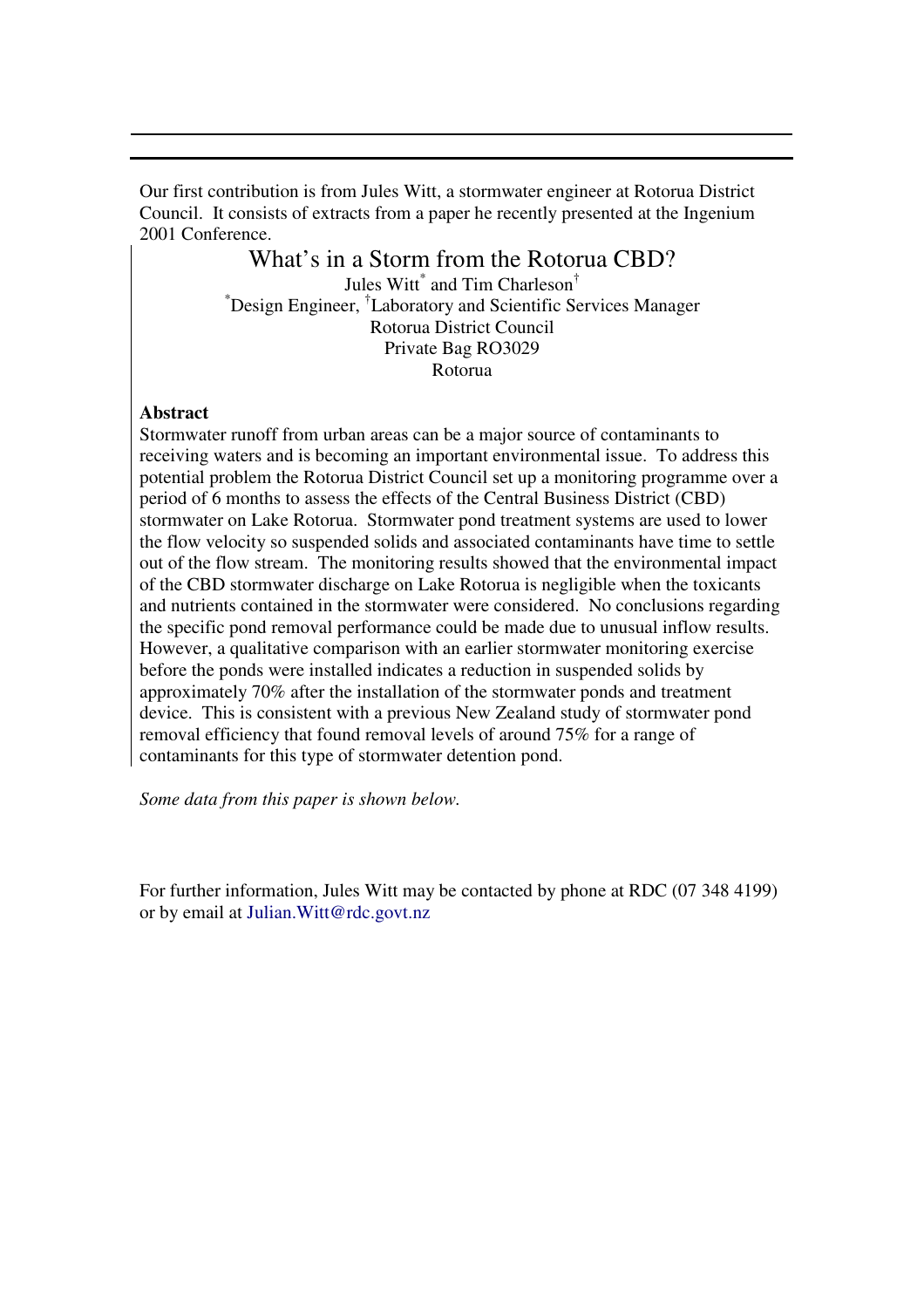Our first contribution is from Jules Witt, a stormwater engineer at Rotorua District Council. It consists of extracts from a paper he recently presented at the Ingenium 2001 Conference.

# What's in a Storm from the Rotorua CBD?

Jules Witt[*] and Tim Charleson[†]
[*]Design Engineer, [†]Laboratory and Scientific Services Manager
Rotorua District Council
Private Bag RO3029
Rotorua

**Abstract**

Stormwater runoff from urban areas can be a major source of contaminants to receiving waters and is becoming an important environmental issue. To address this potential problem the Rotorua District Council set up a monitoring programme over a period of 6 months to assess the effects of the Central Business District (CBD) stormwater on Lake Rotorua. Stormwater pond treatment systems are used to lower the flow velocity so suspended solids and associated contaminants have time to settle out of the flow stream. The monitoring results showed that the environmental impact of the CBD stormwater discharge on Lake Rotorua is negligible when the toxicants and nutrients contained in the stormwater were considered. No conclusions regarding the specific pond removal performance could be made due to unusual inflow results. However, a qualitative comparison with an earlier stormwater monitoring exercise before the ponds were installed indicates a reduction in suspended solids by approximately 70% after the installation of the stormwater ponds and treatment device. This is consistent with a previous New Zealand study of stormwater pond removal efficiency that found removal levels of around 75% for a range of contaminants for this type of stormwater detention pond.

*Some data from this paper is shown below.*

For further information, Jules Witt may be contacted by phone at RDC (07 348 4199) or by email at Julian.Witt@rdc.govt.nz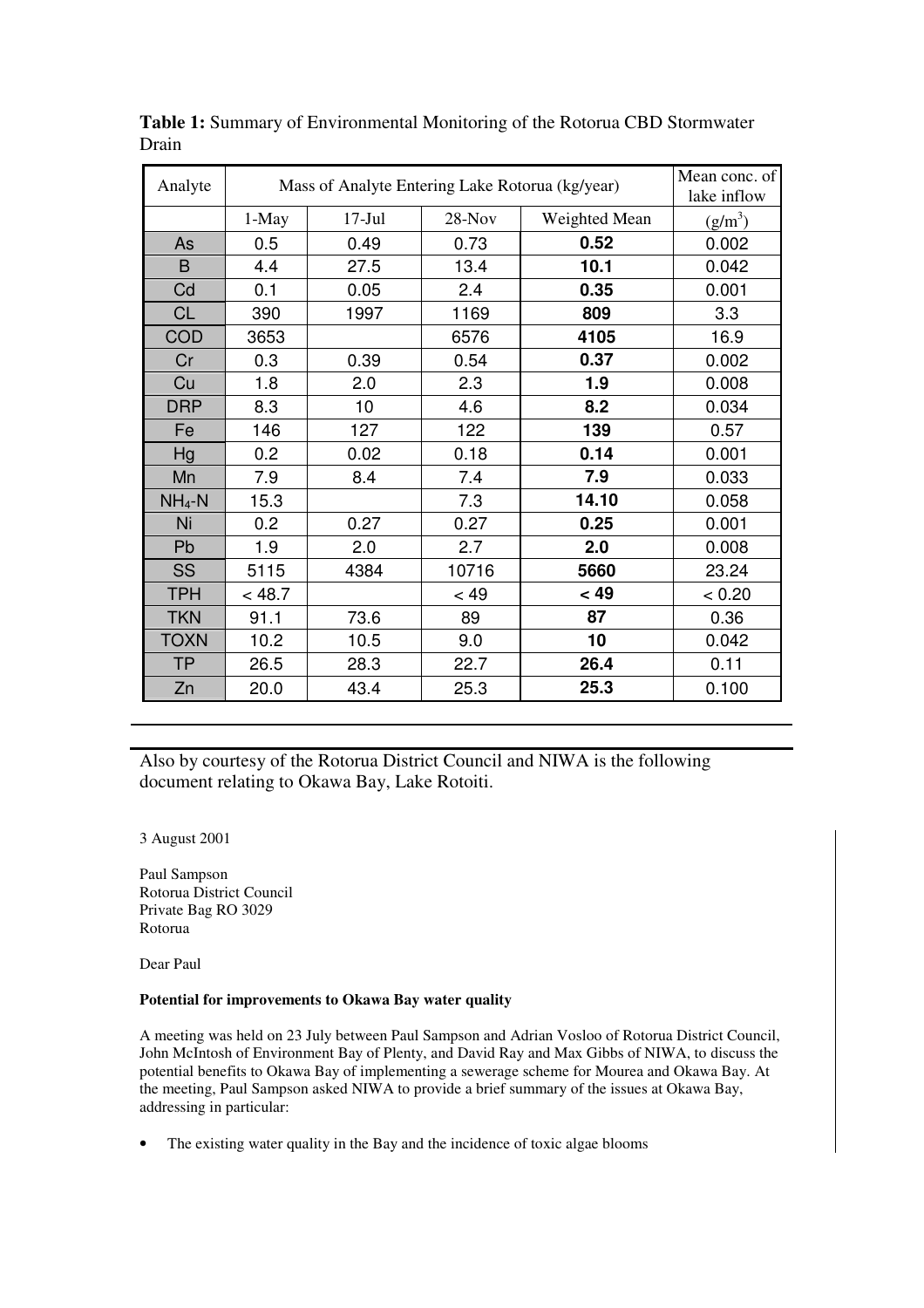**Table 1:** Summary of Environmental Monitoring of the Rotorua CBD Stormwater Drain

| Analyte | Mass of Analyte Entering Lake Rotorua (kg/year) | | | | Mean conc. of lake inflow |
|---|---|---|---|---|---|
| | 1-May | 17-Jul | 28-Nov | Weighted Mean | ($g/m^3$) |
| As | 0.5 | 0.49 | 0.73 | **0.52** | 0.002 |
| B | 4.4 | 27.5 | 13.4 | **10.1** | 0.042 |
| Cd | 0.1 | 0.05 | 2.4 | **0.35** | 0.001 |
| CL | 390 | 1997 | 1169 | **809** | 3.3 |
| COD | 3653 | | 6576 | **4105** | 16.9 |
| Cr | 0.3 | 0.39 | 0.54 | **0.37** | 0.002 |
| Cu | 1.8 | 2.0 | 2.3 | **1.9** | 0.008 |
| DRP | 8.3 | 10 | 4.6 | **8.2** | 0.034 |
| Fe | 146 | 127 | 122 | **139** | 0.57 |
| Hg | 0.2 | 0.02 | 0.18 | **0.14** | 0.001 |
| Mn | 7.9 | 8.4 | 7.4 | **7.9** | 0.033 |
| $NH_4$-N | 15.3 | | 7.3 | **14.10** | 0.058 |
| Ni | 0.2 | 0.27 | 0.27 | **0.25** | 0.001 |
| Pb | 1.9 | 2.0 | 2.7 | **2.0** | 0.008 |
| SS | 5115 | 4384 | 10716 | **5660** | 23.24 |
| TPH | < 48.7 | | < 49 | **< 49** | < 0.20 |
| TKN | 91.1 | 73.6 | 89 | **87** | 0.36 |
| TOXN | 10.2 | 10.5 | 9.0 | **10** | 0.042 |
| TP | 26.5 | 28.3 | 22.7 | **26.4** | 0.11 |
| Zn | 20.0 | 43.4 | 25.3 | **25.3** | 0.100 |

---

Also by courtesy of the Rotorua District Council and NIWA is the following document relating to Okawa Bay, Lake Rotoiti.

3 August 2001

Paul Sampson
Rotorua District Council
Private Bag RO 3029
Rotorua

Dear Paul

**Potential for improvements to Okawa Bay water quality**

A meeting was held on 23 July between Paul Sampson and Adrian Vosloo of Rotorua District Council, John McIntosh of Environment Bay of Plenty, and David Ray and Max Gibbs of NIWA, to discuss the potential benefits to Okawa Bay of implementing a sewerage scheme for Mourea and Okawa Bay. At the meeting, Paul Sampson asked NIWA to provide a brief summary of the issues at Okawa Bay, addressing in particular:

- The existing water quality in the Bay and the incidence of toxic algae blooms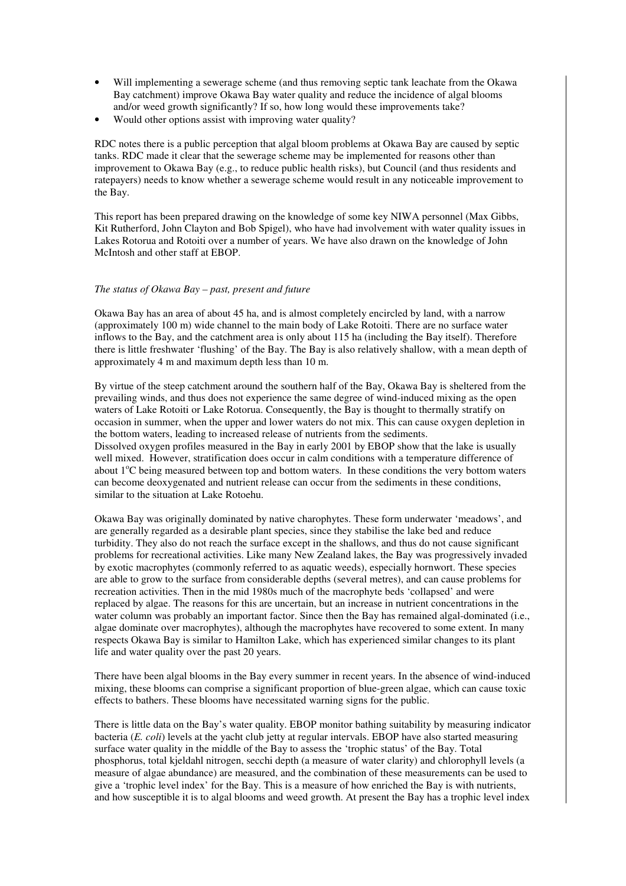- Will implementing a sewerage scheme (and thus removing septic tank leachate from the Okawa Bay catchment) improve Okawa Bay water quality and reduce the incidence of algal blooms and/or weed growth significantly? If so, how long would these improvements take?
- Would other options assist with improving water quality?

RDC notes there is a public perception that algal bloom problems at Okawa Bay are caused by septic tanks. RDC made it clear that the sewerage scheme may be implemented for reasons other than improvement to Okawa Bay (e.g., to reduce public health risks), but Council (and thus residents and ratepayers) needs to know whether a sewerage scheme would result in any noticeable improvement to the Bay.

This report has been prepared drawing on the knowledge of some key NIWA personnel (Max Gibbs, Kit Rutherford, John Clayton and Bob Spigel), who have had involvement with water quality issues in Lakes Rotorua and Rotoiti over a number of years. We have also drawn on the knowledge of John McIntosh and other staff at EBOP.

*The status of Okawa Bay – past, present and future*

Okawa Bay has an area of about 45 ha, and is almost completely encircled by land, with a narrow (approximately 100 m) wide channel to the main body of Lake Rotoiti. There are no surface water inflows to the Bay, and the catchment area is only about 115 ha (including the Bay itself). Therefore there is little freshwater 'flushing' of the Bay. The Bay is also relatively shallow, with a mean depth of approximately 4 m and maximum depth less than 10 m.

By virtue of the steep catchment around the southern half of the Bay, Okawa Bay is sheltered from the prevailing winds, and thus does not experience the same degree of wind-induced mixing as the open waters of Lake Rotoiti or Lake Rotorua. Consequently, the Bay is thought to thermally stratify on occasion in summer, when the upper and lower waters do not mix. This can cause oxygen depletion in the bottom waters, leading to increased release of nutrients from the sediments.
Dissolved oxygen profiles measured in the Bay in early 2001 by EBOP show that the lake is usually well mixed. However, stratification does occur in calm conditions with a temperature difference of about 1°C being measured between top and bottom waters. In these conditions the very bottom waters can become deoxygenated and nutrient release can occur from the sediments in these conditions, similar to the situation at Lake Rotoehu.

Okawa Bay was originally dominated by native charophytes. These form underwater 'meadows', and are generally regarded as a desirable plant species, since they stabilise the lake bed and reduce turbidity. They also do not reach the surface except in the shallows, and thus do not cause significant problems for recreational activities. Like many New Zealand lakes, the Bay was progressively invaded by exotic macrophytes (commonly referred to as aquatic weeds), especially hornwort. These species are able to grow to the surface from considerable depths (several metres), and can cause problems for recreation activities. Then in the mid 1980s much of the macrophyte beds 'collapsed' and were replaced by algae. The reasons for this are uncertain, but an increase in nutrient concentrations in the water column was probably an important factor. Since then the Bay has remained algal-dominated (i.e., algae dominate over macrophytes), although the macrophytes have recovered to some extent. In many respects Okawa Bay is similar to Hamilton Lake, which has experienced similar changes to its plant life and water quality over the past 20 years.

There have been algal blooms in the Bay every summer in recent years. In the absence of wind-induced mixing, these blooms can comprise a significant proportion of blue-green algae, which can cause toxic effects to bathers. These blooms have necessitated warning signs for the public.

There is little data on the Bay's water quality. EBOP monitor bathing suitability by measuring indicator bacteria (*E. coli*) levels at the yacht club jetty at regular intervals. EBOP have also started measuring surface water quality in the middle of the Bay to assess the 'trophic status' of the Bay. Total phosphorus, total kjeldahl nitrogen, secchi depth (a measure of water clarity) and chlorophyll levels (a measure of algae abundance) are measured, and the combination of these measurements can be used to give a 'trophic level index' for the Bay. This is a measure of how enriched the Bay is with nutrients, and how susceptible it is to algal blooms and weed growth. At present the Bay has a trophic level index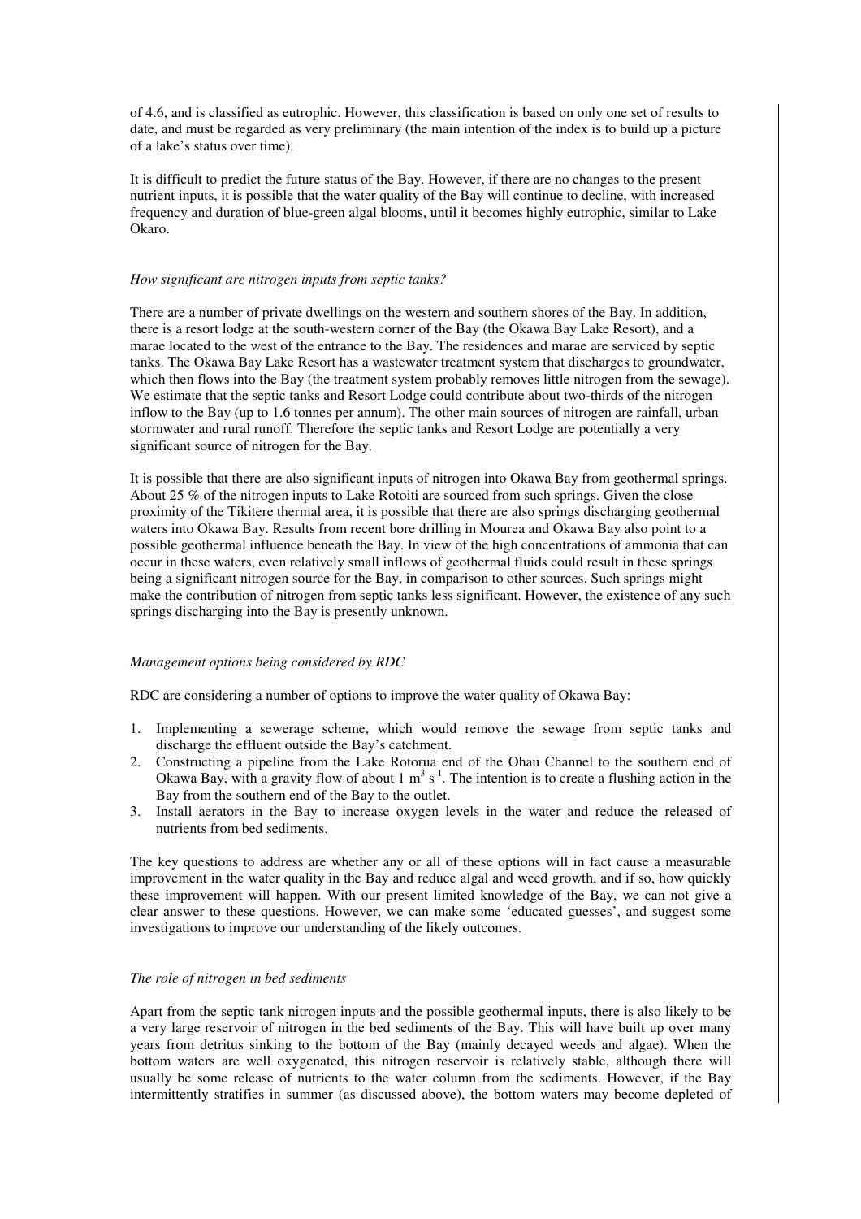of 4.6, and is classified as eutrophic. However, this classification is based on only one set of results to date, and must be regarded as very preliminary (the main intention of the index is to build up a picture of a lake's status over time).

It is difficult to predict the future status of the Bay. However, if there are no changes to the present nutrient inputs, it is possible that the water quality of the Bay will continue to decline, with increased frequency and duration of blue-green algal blooms, until it becomes highly eutrophic, similar to Lake Okaro.

*How significant are nitrogen inputs from septic tanks?*

There are a number of private dwellings on the western and southern shores of the Bay. In addition, there is a resort lodge at the south-western corner of the Bay (the Okawa Bay Lake Resort), and a marae located to the west of the entrance to the Bay. The residences and marae are serviced by septic tanks. The Okawa Bay Lake Resort has a wastewater treatment system that discharges to groundwater, which then flows into the Bay (the treatment system probably removes little nitrogen from the sewage). We estimate that the septic tanks and Resort Lodge could contribute about two-thirds of the nitrogen inflow to the Bay (up to 1.6 tonnes per annum). The other main sources of nitrogen are rainfall, urban stormwater and rural runoff. Therefore the septic tanks and Resort Lodge are potentially a very significant source of nitrogen for the Bay.

It is possible that there are also significant inputs of nitrogen into Okawa Bay from geothermal springs. About 25 % of the nitrogen inputs to Lake Rotoiti are sourced from such springs. Given the close proximity of the Tikitere thermal area, it is possible that there are also springs discharging geothermal waters into Okawa Bay. Results from recent bore drilling in Mourea and Okawa Bay also point to a possible geothermal influence beneath the Bay. In view of the high concentrations of ammonia that can occur in these waters, even relatively small inflows of geothermal fluids could result in these springs being a significant nitrogen source for the Bay, in comparison to other sources. Such springs might make the contribution of nitrogen from septic tanks less significant. However, the existence of any such springs discharging into the Bay is presently unknown.

*Management options being considered by RDC*

RDC are considering a number of options to improve the water quality of Okawa Bay:

1. Implementing a sewerage scheme, which would remove the sewage from septic tanks and discharge the effluent outside the Bay's catchment.
2. Constructing a pipeline from the Lake Rotorua end of the Ohau Channel to the southern end of Okawa Bay, with a gravity flow of about 1 $m^3 s^{-1}$. The intention is to create a flushing action in the Bay from the southern end of the Bay to the outlet.
3. Install aerators in the Bay to increase oxygen levels in the water and reduce the released of nutrients from bed sediments.

The key questions to address are whether any or all of these options will in fact cause a measurable improvement in the water quality in the Bay and reduce algal and weed growth, and if so, how quickly these improvement will happen. With our present limited knowledge of the Bay, we can not give a clear answer to these questions. However, we can make some 'educated guesses', and suggest some investigations to improve our understanding of the likely outcomes.

*The role of nitrogen in bed sediments*

Apart from the septic tank nitrogen inputs and the possible geothermal inputs, there is also likely to be a very large reservoir of nitrogen in the bed sediments of the Bay. This will have built up over many years from detritus sinking to the bottom of the Bay (mainly decayed weeds and algae). When the bottom waters are well oxygenated, this nitrogen reservoir is relatively stable, although there will usually be some release of nutrients to the water column from the sediments. However, if the Bay intermittently stratifies in summer (as discussed above), the bottom waters may become depleted of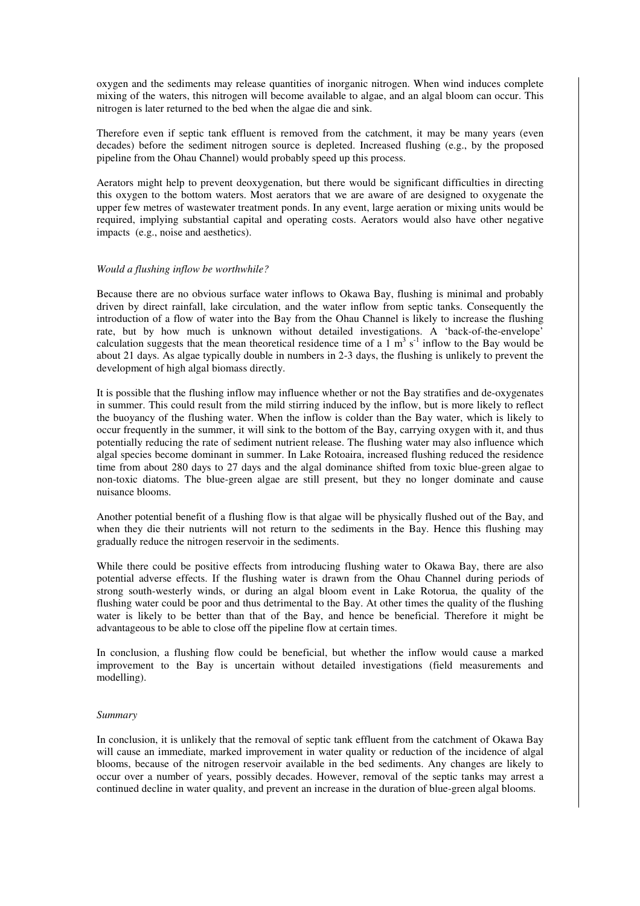oxygen and the sediments may release quantities of inorganic nitrogen. When wind induces complete mixing of the waters, this nitrogen will become available to algae, and an algal bloom can occur. This nitrogen is later returned to the bed when the algae die and sink.

Therefore even if septic tank effluent is removed from the catchment, it may be many years (even decades) before the sediment nitrogen source is depleted. Increased flushing (e.g., by the proposed pipeline from the Ohau Channel) would probably speed up this process.

Aerators might help to prevent deoxygenation, but there would be significant difficulties in directing this oxygen to the bottom waters. Most aerators that we are aware of are designed to oxygenate the upper few metres of wastewater treatment ponds. In any event, large aeration or mixing units would be required, implying substantial capital and operating costs. Aerators would also have other negative impacts (e.g., noise and aesthetics).

*Would a flushing inflow be worthwhile?*

Because there are no obvious surface water inflows to Okawa Bay, flushing is minimal and probably driven by direct rainfall, lake circulation, and the water inflow from septic tanks. Consequently the introduction of a flow of water into the Bay from the Ohau Channel is likely to increase the flushing rate, but by how much is unknown without detailed investigations. A 'back-of-the-envelope' calculation suggests that the mean theoretical residence time of a 1 $m^3 s^{-1}$ inflow to the Bay would be about 21 days. As algae typically double in numbers in 2-3 days, the flushing is unlikely to prevent the development of high algal biomass directly.

It is possible that the flushing inflow may influence whether or not the Bay stratifies and de-oxygenates in summer. This could result from the mild stirring induced by the inflow, but is more likely to reflect the buoyancy of the flushing water. When the inflow is colder than the Bay water, which is likely to occur frequently in the summer, it will sink to the bottom of the Bay, carrying oxygen with it, and thus potentially reducing the rate of sediment nutrient release. The flushing water may also influence which algal species become dominant in summer. In Lake Rotoaira, increased flushing reduced the residence time from about 280 days to 27 days and the algal dominance shifted from toxic blue-green algae to non-toxic diatoms. The blue-green algae are still present, but they no longer dominate and cause nuisance blooms.

Another potential benefit of a flushing flow is that algae will be physically flushed out of the Bay, and when they die their nutrients will not return to the sediments in the Bay. Hence this flushing may gradually reduce the nitrogen reservoir in the sediments.

While there could be positive effects from introducing flushing water to Okawa Bay, there are also potential adverse effects. If the flushing water is drawn from the Ohau Channel during periods of strong south-westerly winds, or during an algal bloom event in Lake Rotorua, the quality of the flushing water could be poor and thus detrimental to the Bay. At other times the quality of the flushing water is likely to be better than that of the Bay, and hence be beneficial. Therefore it might be advantageous to be able to close off the pipeline flow at certain times.

In conclusion, a flushing flow could be beneficial, but whether the inflow would cause a marked improvement to the Bay is uncertain without detailed investigations (field measurements and modelling).

*Summary*

In conclusion, it is unlikely that the removal of septic tank effluent from the catchment of Okawa Bay will cause an immediate, marked improvement in water quality or reduction of the incidence of algal blooms, because of the nitrogen reservoir available in the bed sediments. Any changes are likely to occur over a number of years, possibly decades. However, removal of the septic tanks may arrest a continued decline in water quality, and prevent an increase in the duration of blue-green algal blooms.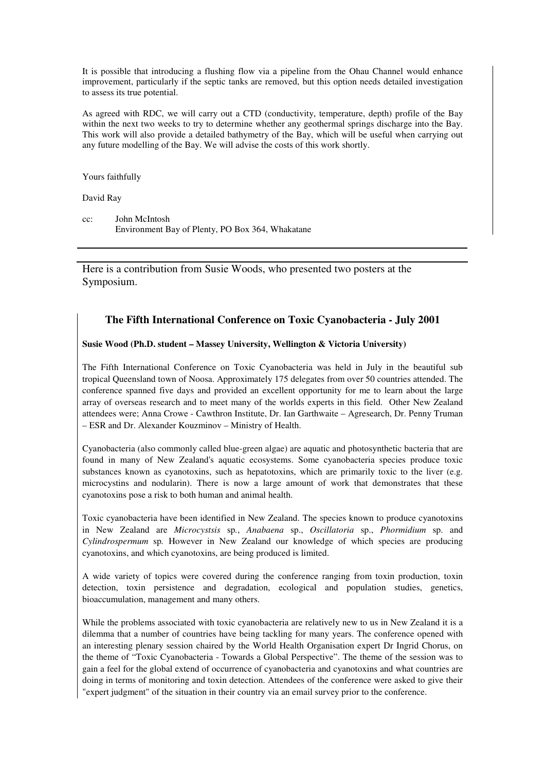It is possible that introducing a flushing flow via a pipeline from the Ohau Channel would enhance improvement, particularly if the septic tanks are removed, but this option needs detailed investigation to assess its true potential.

As agreed with RDC, we will carry out a CTD (conductivity, temperature, depth) profile of the Bay within the next two weeks to try to determine whether any geothermal springs discharge into the Bay. This work will also provide a detailed bathymetry of the Bay, which will be useful when carrying out any future modelling of the Bay. We will advise the costs of this work shortly.

Yours faithfully

David Ray

cc: John McIntosh
Environment Bay of Plenty, PO Box 364, Whakatane

---

Here is a contribution from Susie Woods, who presented two posters at the Symposium.

## The Fifth International Conference on Toxic Cyanobacteria - July 2001

**Susie Wood (Ph.D. student – Massey University, Wellington & Victoria University)**

The Fifth International Conference on Toxic Cyanobacteria was held in July in the beautiful sub tropical Queensland town of Noosa. Approximately 175 delegates from over 50 countries attended. The conference spanned five days and provided an excellent opportunity for me to learn about the large array of overseas research and to meet many of the worlds experts in this field. Other New Zealand attendees were; Anna Crowe - Cawthron Institute, Dr. Ian Garthwaite – Agresearch, Dr. Penny Truman – ESR and Dr. Alexander Kouzminov – Ministry of Health.

Cyanobacteria (also commonly called blue-green algae) are aquatic and photosynthetic bacteria that are found in many of New Zealand's aquatic ecosystems. Some cyanobacteria species produce toxic substances known as cyanotoxins, such as hepatotoxins, which are primarily toxic to the liver (e.g. microcystins and nodularin). There is now a large amount of work that demonstrates that these cyanotoxins pose a risk to both human and animal health.

Toxic cyanobacteria have been identified in New Zealand. The species known to produce cyanotoxins in New Zealand are *Microcystsis* sp., *Anabaena* sp., *Oscillatoria* sp., *Phormidium* sp. and *Cylindrospermum* sp*.* However in New Zealand our knowledge of which species are producing cyanotoxins, and which cyanotoxins, are being produced is limited.

A wide variety of topics were covered during the conference ranging from toxin production, toxin detection, toxin persistence and degradation, ecological and population studies, genetics, bioaccumulation, management and many others.

While the problems associated with toxic cyanobacteria are relatively new to us in New Zealand it is a dilemma that a number of countries have being tackling for many years. The conference opened with an interesting plenary session chaired by the World Health Organisation expert Dr Ingrid Chorus, on the theme of "Toxic Cyanobacteria - Towards a Global Perspective". The theme of the session was to gain a feel for the global extend of occurrence of cyanobacteria and cyanotoxins and what countries are doing in terms of monitoring and toxin detection. Attendees of the conference were asked to give their "expert judgment" of the situation in their country via an email survey prior to the conference.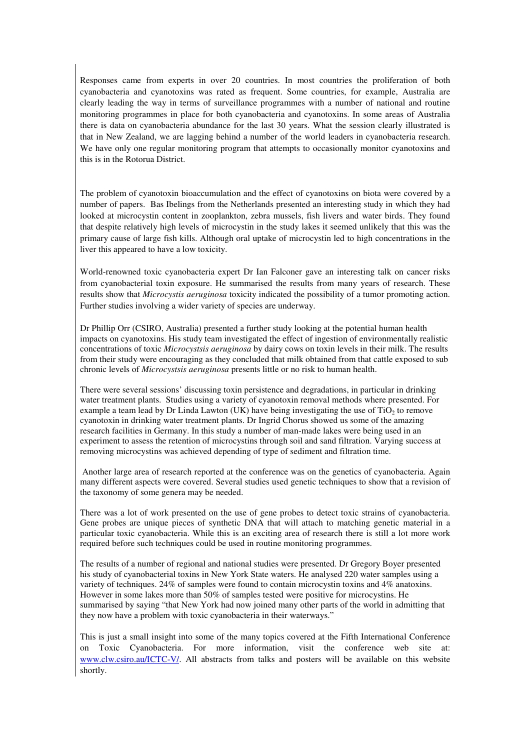Responses came from experts in over 20 countries. In most countries the proliferation of both cyanobacteria and cyanotoxins was rated as frequent. Some countries, for example, Australia are clearly leading the way in terms of surveillance programmes with a number of national and routine monitoring programmes in place for both cyanobacteria and cyanotoxins. In some areas of Australia there is data on cyanobacteria abundance for the last 30 years. What the session clearly illustrated is that in New Zealand, we are lagging behind a number of the world leaders in cyanobacteria research. We have only one regular monitoring program that attempts to occasionally monitor cyanotoxins and this is in the Rotorua District.

The problem of cyanotoxin bioaccumulation and the effect of cyanotoxins on biota were covered by a number of papers. Bas Ibelings from the Netherlands presented an interesting study in which they had looked at microcystin content in zooplankton, zebra mussels, fish livers and water birds. They found that despite relatively high levels of microcystin in the study lakes it seemed unlikely that this was the primary cause of large fish kills. Although oral uptake of microcystin led to high concentrations in the liver this appeared to have a low toxicity.

World-renowned toxic cyanobacteria expert Dr Ian Falconer gave an interesting talk on cancer risks from cyanobacterial toxin exposure. He summarised the results from many years of research. These results show that *Microcystis aeruginosa* toxicity indicated the possibility of a tumor promoting action. Further studies involving a wider variety of species are underway.

Dr Phillip Orr (CSIRO, Australia) presented a further study looking at the potential human health impacts on cyanotoxins. His study team investigated the effect of ingestion of environmentally realistic concentrations of toxic *Microcystsis aeruginosa* by dairy cows on toxin levels in their milk. The results from their study were encouraging as they concluded that milk obtained from that cattle exposed to sub chronic levels of *Microcystsis aeruginosa* presents little or no risk to human health.

There were several sessions' discussing toxin persistence and degradations, in particular in drinking water treatment plants. Studies using a variety of cyanotoxin removal methods where presented. For example a team lead by Dr Linda Lawton (UK) have being investigating the use of $TiO_2$ to remove cyanotoxin in drinking water treatment plants. Dr Ingrid Chorus showed us some of the amazing research facilities in Germany. In this study a number of man-made lakes were being used in an experiment to assess the retention of microcystins through soil and sand filtration. Varying success at removing microcystins was achieved depending of type of sediment and filtration time.

Another large area of research reported at the conference was on the genetics of cyanobacteria. Again many different aspects were covered. Several studies used genetic techniques to show that a revision of the taxonomy of some genera may be needed.

There was a lot of work presented on the use of gene probes to detect toxic strains of cyanobacteria. Gene probes are unique pieces of synthetic DNA that will attach to matching genetic material in a particular toxic cyanobacteria. While this is an exciting area of research there is still a lot more work required before such techniques could be used in routine monitoring programmes.

The results of a number of regional and national studies were presented. Dr Gregory Boyer presented his study of cyanobacterial toxins in New York State waters. He analysed 220 water samples using a variety of techniques. 24% of samples were found to contain microcystin toxins and 4% anatoxins. However in some lakes more than 50% of samples tested were positive for microcystins. He summarised by saying "that New York had now joined many other parts of the world in admitting that they now have a problem with toxic cyanobacteria in their waterways."

This is just a small insight into some of the many topics covered at the Fifth International Conference on Toxic Cyanobacteria. For more information, visit the conference web site at: www.clw.csiro.au/ICTC-V/. All abstracts from talks and posters will be available on this website shortly.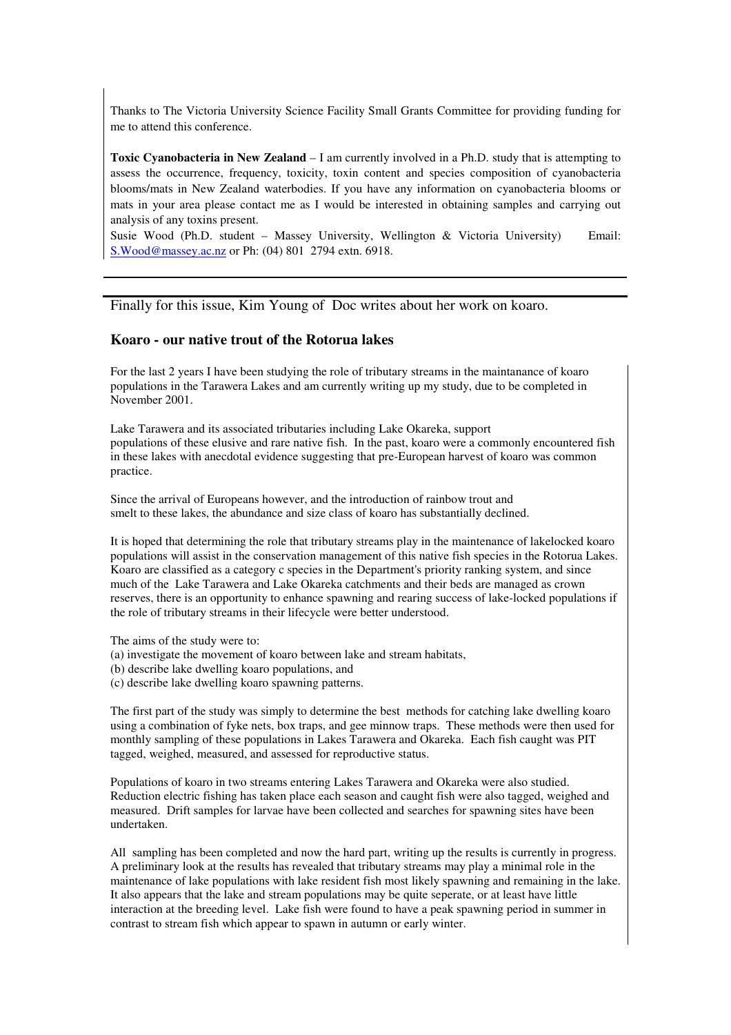Thanks to The Victoria University Science Facility Small Grants Committee for providing funding for me to attend this conference.

**Toxic Cyanobacteria in New Zealand** – I am currently involved in a Ph.D. study that is attempting to assess the occurrence, frequency, toxicity, toxin content and species composition of cyanobacteria blooms/mats in New Zealand waterbodies. If you have any information on cyanobacteria blooms or mats in your area please contact me as I would be interested in obtaining samples and carrying out analysis of any toxins present.

Susie Wood (Ph.D. student – Massey University, Wellington & Victoria University) Email: S.Wood@massey.ac.nz or Ph: (04) 801 2794 extn. 6918.

---

Finally for this issue, Kim Young of Doc writes about her work on koaro.

## Koaro - our native trout of the Rotorua lakes

For the last 2 years I have been studying the role of tributary streams in the maintanance of koaro populations in the Tarawera Lakes and am currently writing up my study, due to be completed in November 2001.

Lake Tarawera and its associated tributaries including Lake Okareka, support populations of these elusive and rare native fish. In the past, koaro were a commonly encountered fish in these lakes with anecdotal evidence suggesting that pre-European harvest of koaro was common practice.

Since the arrival of Europeans however, and the introduction of rainbow trout and smelt to these lakes, the abundance and size class of koaro has substantially declined.

It is hoped that determining the role that tributary streams play in the maintenance of lakelocked koaro populations will assist in the conservation management of this native fish species in the Rotorua Lakes. Koaro are classified as a category c species in the Department's priority ranking system, and since much of the Lake Tarawera and Lake Okareka catchments and their beds are managed as crown reserves, there is an opportunity to enhance spawning and rearing success of lake-locked populations if the role of tributary streams in their lifecycle were better understood.

The aims of the study were to:
(a) investigate the movement of koaro between lake and stream habitats,
(b) describe lake dwelling koaro populations, and
(c) describe lake dwelling koaro spawning patterns.

The first part of the study was simply to determine the best methods for catching lake dwelling koaro using a combination of fyke nets, box traps, and gee minnow traps. These methods were then used for monthly sampling of these populations in Lakes Tarawera and Okareka. Each fish caught was PIT tagged, weighed, measured, and assessed for reproductive status.

Populations of koaro in two streams entering Lakes Tarawera and Okareka were also studied. Reduction electric fishing has taken place each season and caught fish were also tagged, weighed and measured. Drift samples for larvae have been collected and searches for spawning sites have been undertaken.

All sampling has been completed and now the hard part, writing up the results is currently in progress. A preliminary look at the results has revealed that tributary streams may play a minimal role in the maintenance of lake populations with lake resident fish most likely spawning and remaining in the lake. It also appears that the lake and stream populations may be quite seperate, or at least have little interaction at the breeding level. Lake fish were found to have a peak spawning period in summer in contrast to stream fish which appear to spawn in autumn or early winter.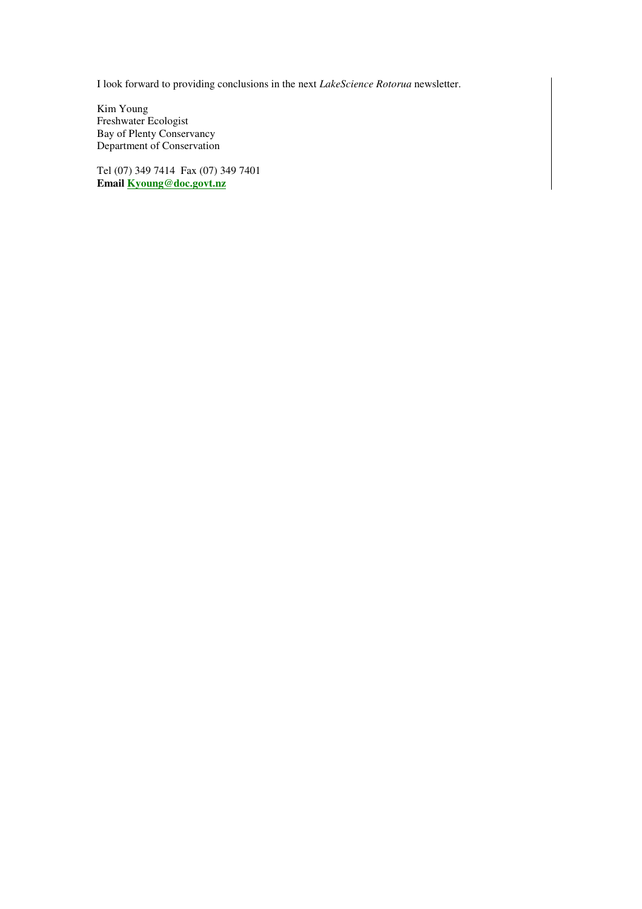I look forward to providing conclusions in the next *LakeScience Rotorua* newsletter.

Kim Young
Freshwater Ecologist
Bay of Plenty Conservancy
Department of Conservation

Tel (07) 349 7414  Fax (07) 349 7401
**Email Kyoung@doc.govt.nz**